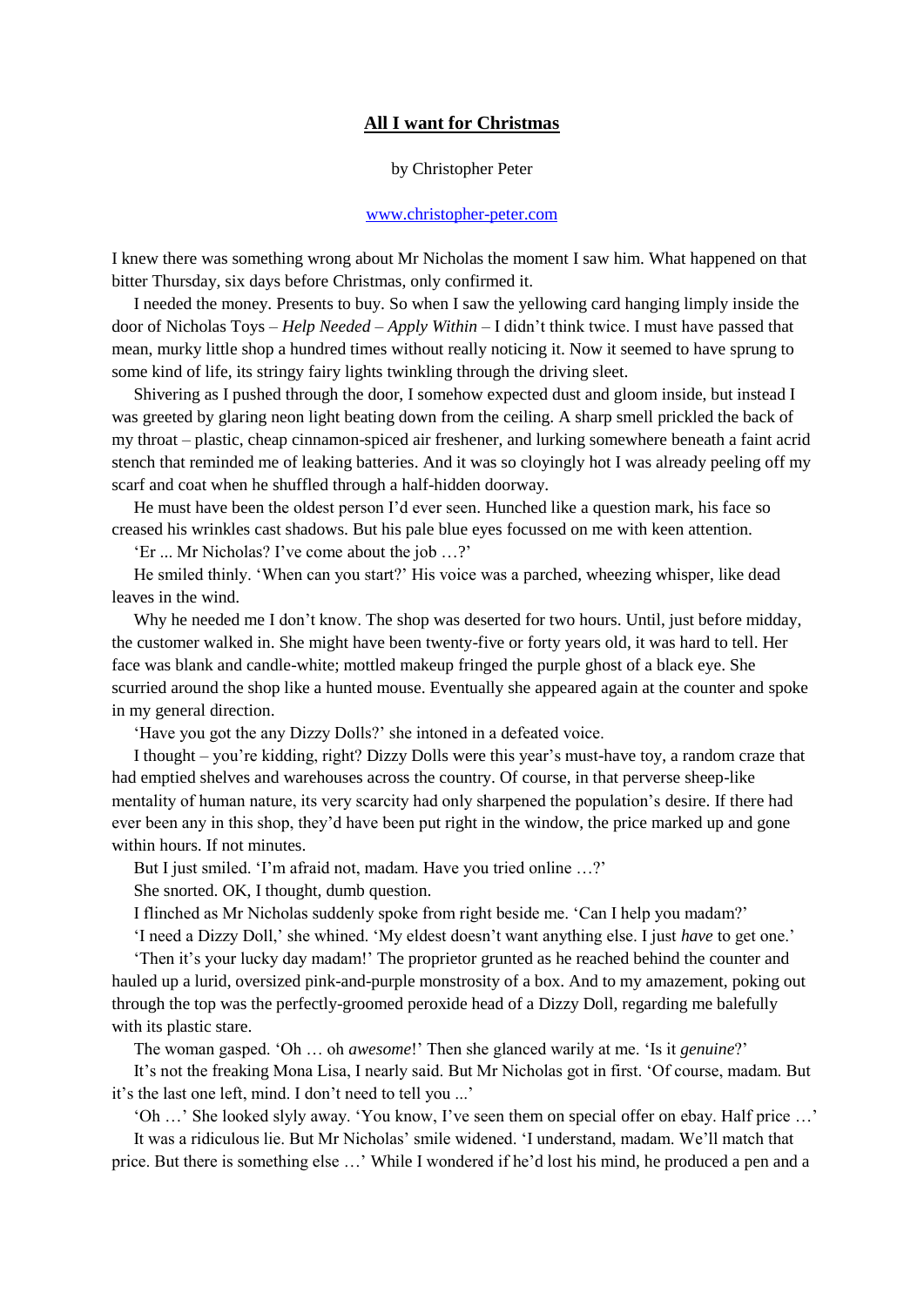# **All I want for Christmas**

by Christopher Peter

[www.christopher-peter.com](http://www.christopher-peter.com)

I knew there was something wrong about Mr Nicholas the moment I saw him. What happened on that bitter Thursday, six days before Christmas, only confirmed it.

I needed the money. Presents to buy. So when I saw the yellowing card hanging limply inside the door of Nicholas Toys – *Help Needed – Apply Within* – I didn't think twice. I must have passed that mean, murky little shop a hundred times without really noticing it. Now it seemed to have sprung to some kind of life, its stringy fairy lights twinkling through the driving sleet.

Shivering as I pushed through the door, I somehow expected dust and gloom inside, but instead I was greeted by glaring neon light beating down from the ceiling. A sharp smell prickled the back of my throat – plastic, cheap cinnamon-spiced air freshener, and lurking somewhere beneath a faint acrid stench that reminded me of leaking batteries. And it was so cloyingly hot I was already peeling off my scarf and coat when he shuffled through a half-hidden doorway.

He must have been the oldest person I'd ever seen. Hunched like a question mark, his face so creased his wrinkles cast shadows. But his pale blue eyes focussed on me with keen attention.

'Er ... Mr Nicholas? I've come about the job …?'

He smiled thinly. 'When can you start?' His voice was a parched, wheezing whisper, like dead leaves in the wind.

Why he needed me I don't know. The shop was deserted for two hours. Until, just before midday, the customer walked in. She might have been twenty-five or forty years old, it was hard to tell. Her face was blank and candle-white; mottled makeup fringed the purple ghost of a black eye. She scurried around the shop like a hunted mouse. Eventually she appeared again at the counter and spoke in my general direction.

'Have you got the any Dizzy Dolls?' she intoned in a defeated voice.

I thought – you're kidding, right? Dizzy Dolls were this year's must-have toy, a random craze that had emptied shelves and warehouses across the country. Of course, in that perverse sheep-like mentality of human nature, its very scarcity had only sharpened the population's desire. If there had ever been any in this shop, they'd have been put right in the window, the price marked up and gone within hours. If not minutes.

But I just smiled. 'I'm afraid not, madam. Have you tried online …?'

She snorted. OK, I thought, dumb question.

I flinched as Mr Nicholas suddenly spoke from right beside me. 'Can I help you madam?'

'I need a Dizzy Doll,' she whined. 'My eldest doesn't want anything else. I just *have* to get one.'

'Then it's your lucky day madam!' The proprietor grunted as he reached behind the counter and hauled up a lurid, oversized pink-and-purple monstrosity of a box. And to my amazement, poking out through the top was the perfectly-groomed peroxide head of a Dizzy Doll, regarding me balefully with its plastic stare.

The woman gasped. 'Oh … oh *awesome*!' Then she glanced warily at me. 'Is it *genuine*?'

It's not the freaking Mona Lisa, I nearly said. But Mr Nicholas got in first. 'Of course, madam. But it's the last one left, mind. I don't need to tell you ...'

'Oh …' She looked slyly away. 'You know, I've seen them on special offer on ebay. Half price …'

It was a ridiculous lie. But Mr Nicholas' smile widened. 'I understand, madam. We'll match that price. But there is something else …' While I wondered if he'd lost his mind, he produced a pen and a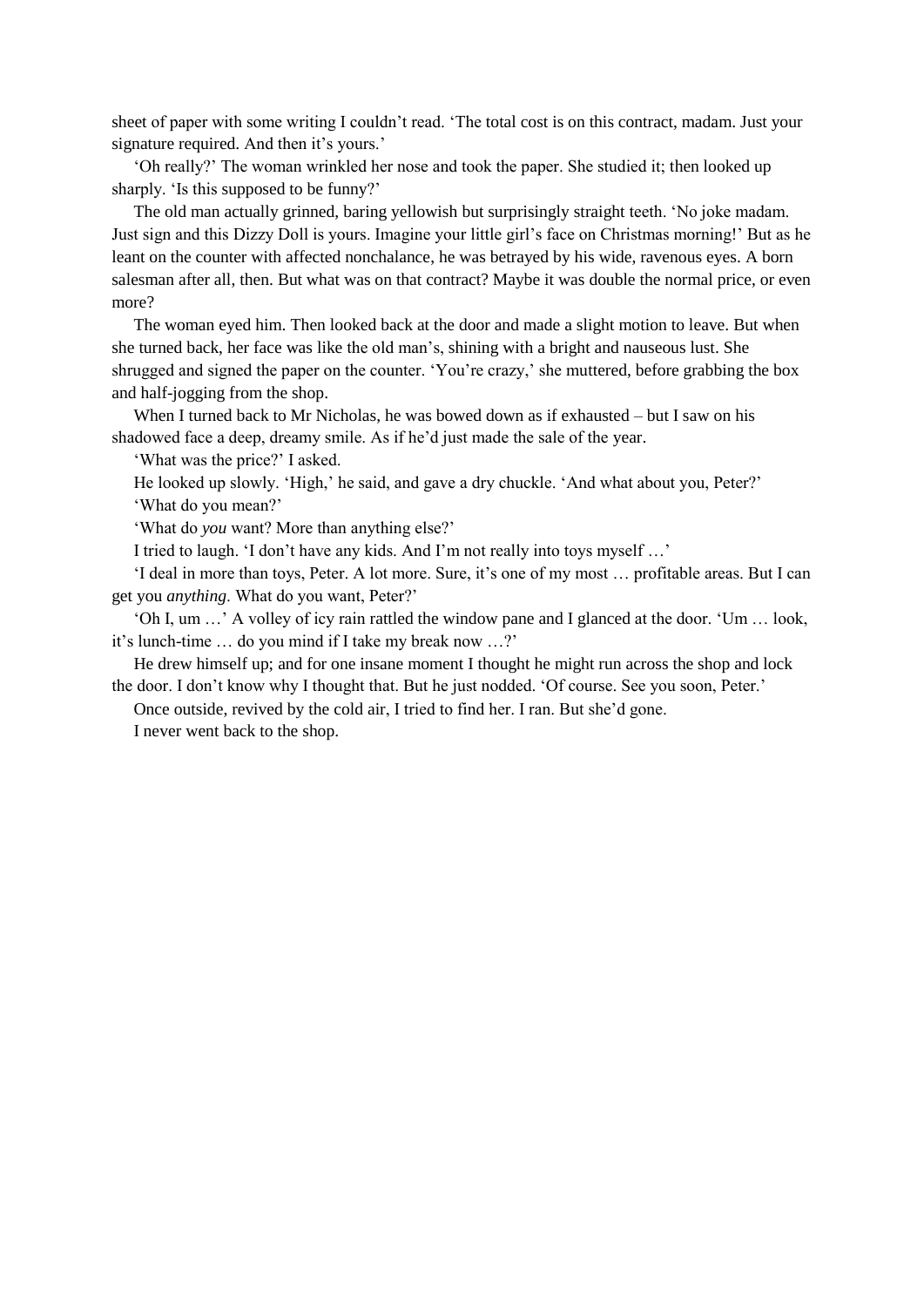sheet of paper with some writing I couldn't read. 'The total cost is on this contract, madam. Just your signature required. And then it's yours.'

'Oh really?' The woman wrinkled her nose and took the paper. She studied it; then looked up sharply. 'Is this supposed to be funny?'

The old man actually grinned, baring yellowish but surprisingly straight teeth. 'No joke madam. Just sign and this Dizzy Doll is yours. Imagine your little girl's face on Christmas morning!' But as he leant on the counter with affected nonchalance, he was betrayed by his wide, ravenous eyes. A born salesman after all, then. But what was on that contract? Maybe it was double the normal price, or even more?

The woman eyed him. Then looked back at the door and made a slight motion to leave. But when she turned back, her face was like the old man's, shining with a bright and nauseous lust. She shrugged and signed the paper on the counter. 'You're crazy,' she muttered, before grabbing the box and half-jogging from the shop.

When I turned back to Mr Nicholas, he was bowed down as if exhausted – but I saw on his shadowed face a deep, dreamy smile. As if he'd just made the sale of the year.

'What was the price?' I asked.

He looked up slowly. 'High,' he said, and gave a dry chuckle. 'And what about you, Peter?'

'What do you mean?'

'What do *you* want? More than anything else?'

I tried to laugh. 'I don't have any kids. And I'm not really into toys myself …'

'I deal in more than toys, Peter. A lot more. Sure, it's one of my most … profitable areas. But I can get you *anything*. What do you want, Peter?'

'Oh I, um …' A volley of icy rain rattled the window pane and I glanced at the door. 'Um … look, it's lunch-time … do you mind if I take my break now …?'

He drew himself up; and for one insane moment I thought he might run across the shop and lock the door. I don't know why I thought that. But he just nodded. 'Of course. See you soon, Peter.'

Once outside, revived by the cold air, I tried to find her. I ran. But she'd gone.

I never went back to the shop.